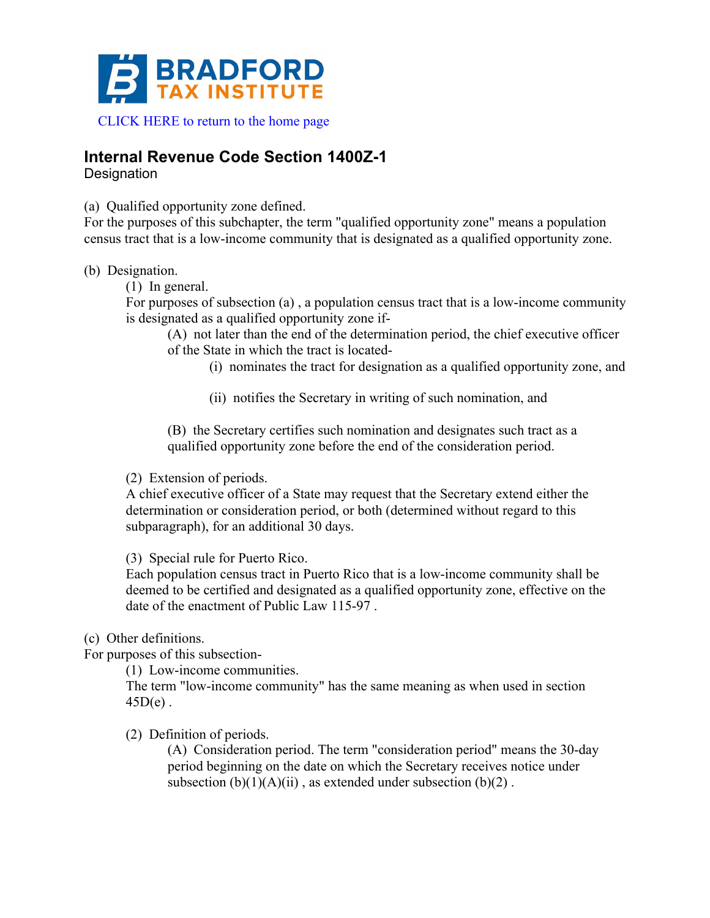BRADFORD TAX INSTITUTE

CLICK HERE to return to the home page

## Internal Revenue Code Section 1400Z-1

Designation

(a) Qualified opportunity zone defined.

For the purposes of this subchapter, the term "qualified opportunity zone" means a population census tract that is a low-income community that is designated as a qualified opportunity zone.

(b) Designation.

(1) In general.

For purposes of subsection (a) , a population census tract that is a low-income community is designated as a qualified opportunity zone if-

(A) not later than the end of the determination period, the chief executive officer of the State in which the tract is located-

(i) nominates the tract for designation as a qualified opportunity zone, and

(ii) notifies the Secretary in writing of such nomination, and

(B) the Secretary certifies such nomination and designates such tract as a qualified opportunity zone before the end of the consideration period.

(2) Extension of periods.

A chief executive officer of a State may request that the Secretary extend either the determination or consideration period, or both (determined without regard to this subparagraph), for an additional 30 days.

(3) Special rule for Puerto Rico.

Each population census tract in Puerto Rico that is a low-income community shall be deemed to be certified and designated as a qualified opportunity zone, effective on the date of the enactment of Public Law 115-97 .

(c) Other definitions.

For purposes of this subsection-

(1) Low-income communities.

The term "low-income community" has the same meaning as when used in section 45D(e) .

(2) Definition of periods.

(A) Consideration period. The term "consideration period" means the 30-day period beginning on the date on which the Secretary receives notice under subsection (b)(1)(A)(ii) , as extended under subsection (b)(2) .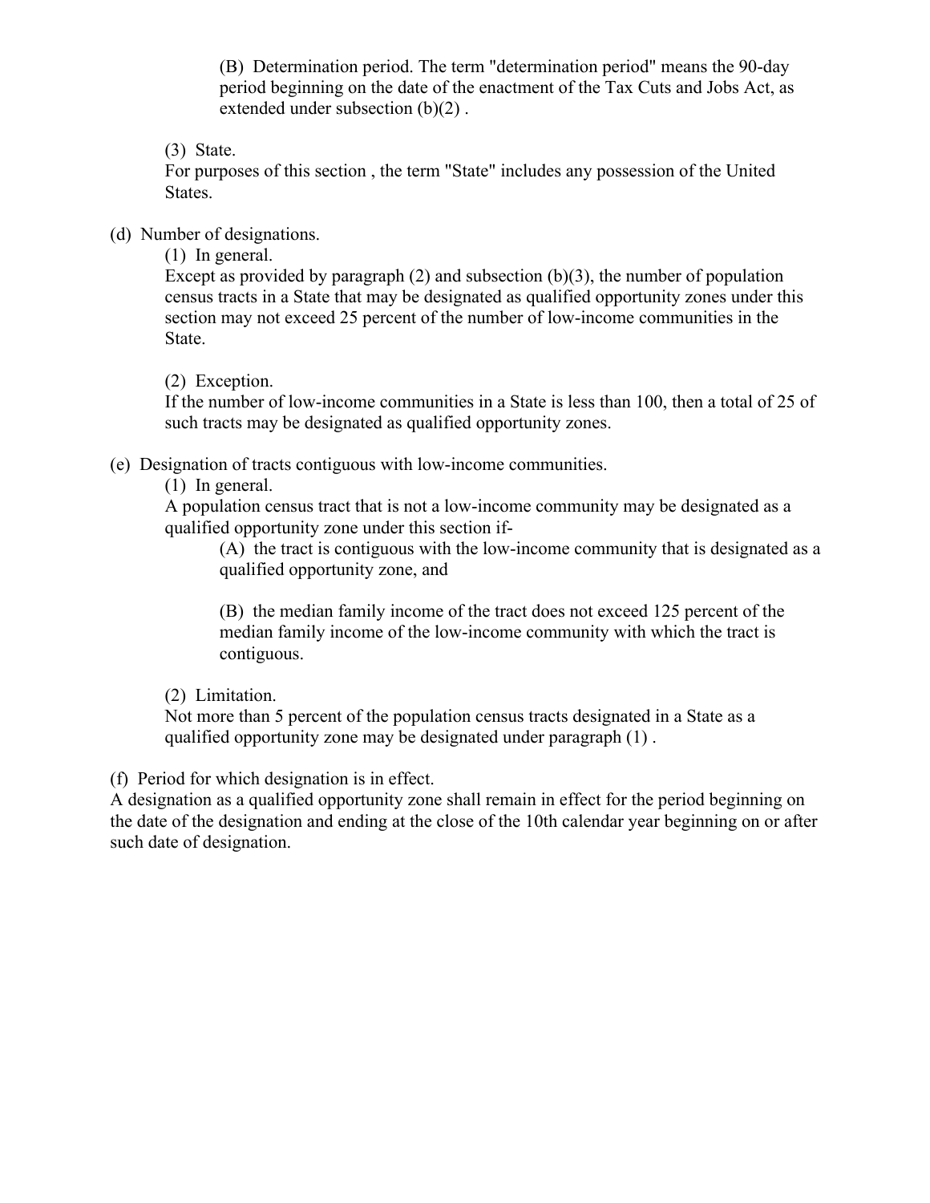(B) Determination period. The term "determination period" means the 90-day period beginning on the date of the enactment of the Tax Cuts and Jobs Act, as extended under subsection (b)(2) .

(3) State.

For purposes of this section , the term "State" includes any possession of the United States.

(d) Number of designations.

(1) In general.

Except as provided by paragraph (2) and subsection (b)(3), the number of population census tracts in a State that may be designated as qualified opportunity zones under this section may not exceed 25 percent of the number of low-income communities in the State.

(2) Exception.

If the number of low-income communities in a State is less than 100, then a total of 25 of such tracts may be designated as qualified opportunity zones.

(e) Designation of tracts contiguous with low-income communities.

(1) In general.

A population census tract that is not a low-income community may be designated as a qualified opportunity zone under this section if-

(A) the tract is contiguous with the low-income community that is designated as a qualified opportunity zone, and

(B) the median family income of the tract does not exceed 125 percent of the median family income of the low-income community with which the tract is contiguous.

(2) Limitation.

Not more than 5 percent of the population census tracts designated in a State as a qualified opportunity zone may be designated under paragraph (1) .

(f) Period for which designation is in effect.

A designation as a qualified opportunity zone shall remain in effect for the period beginning on the date of the designation and ending at the close of the 10th calendar year beginning on or after such date of designation.